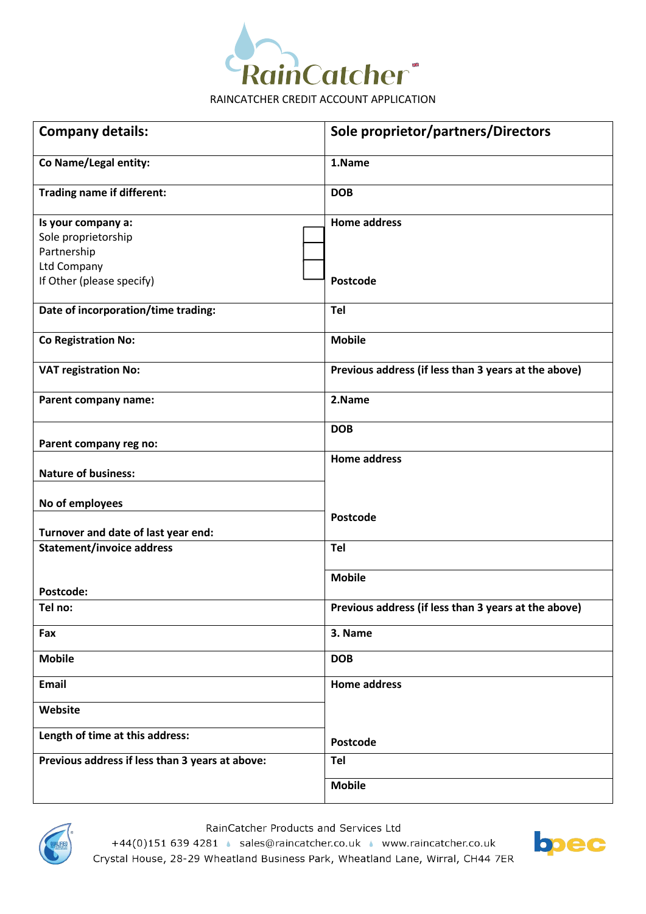RainCatcher

RAINCATCHER CREDIT ACCOUNT APPLICATION

| Company details: | Sole proprietor/partners/Directors |
|---|---|
| **Co Name/Legal entity:** | **1.Name** |
| **Trading name if different:** | **DOB** |
| **Is your company a:**<br>Sole proprietorship ☐<br>Partnership ☐<br>Ltd Company ☐<br>If Other (please specify) | **Home address**<br><br><br>**Postcode** |
| **Date of incorporation/time trading:** | **Tel** |
| **Co Registration No:** | **Mobile** |
| **VAT registration No:** | **Previous address (if less than 3 years at the above)** |
| **Parent company name:** | **2.Name** |
| **Parent company reg no:** | **DOB** |
| **Nature of business:** | **Home address** |
| **No of employees** | |
| **Turnover and date of last year end:** | **Postcode** |
| **Statement/invoice address**<br><br>**Postcode:** | **Tel**<br><br>**Mobile** |
| **Tel no:** | **Previous address (if less than 3 years at the above)** |
| **Fax** | **3. Name** |
| **Mobile** | **DOB** |
| **Email** | **Home address** |
| **Website** | |
| **Length of time at this address:** | **Postcode** |
| **Previous address if less than 3 years at above:** | **Tel**<br><br>**Mobile** |

RainCatcher Products and Services Ltd
+44(0)151 639 4281 • sales@raincatcher.co.uk • www.raincatcher.co.uk
Crystal House, 28-29 Wheatland Business Park, Wheatland Lane, Wirral, CH44 7ER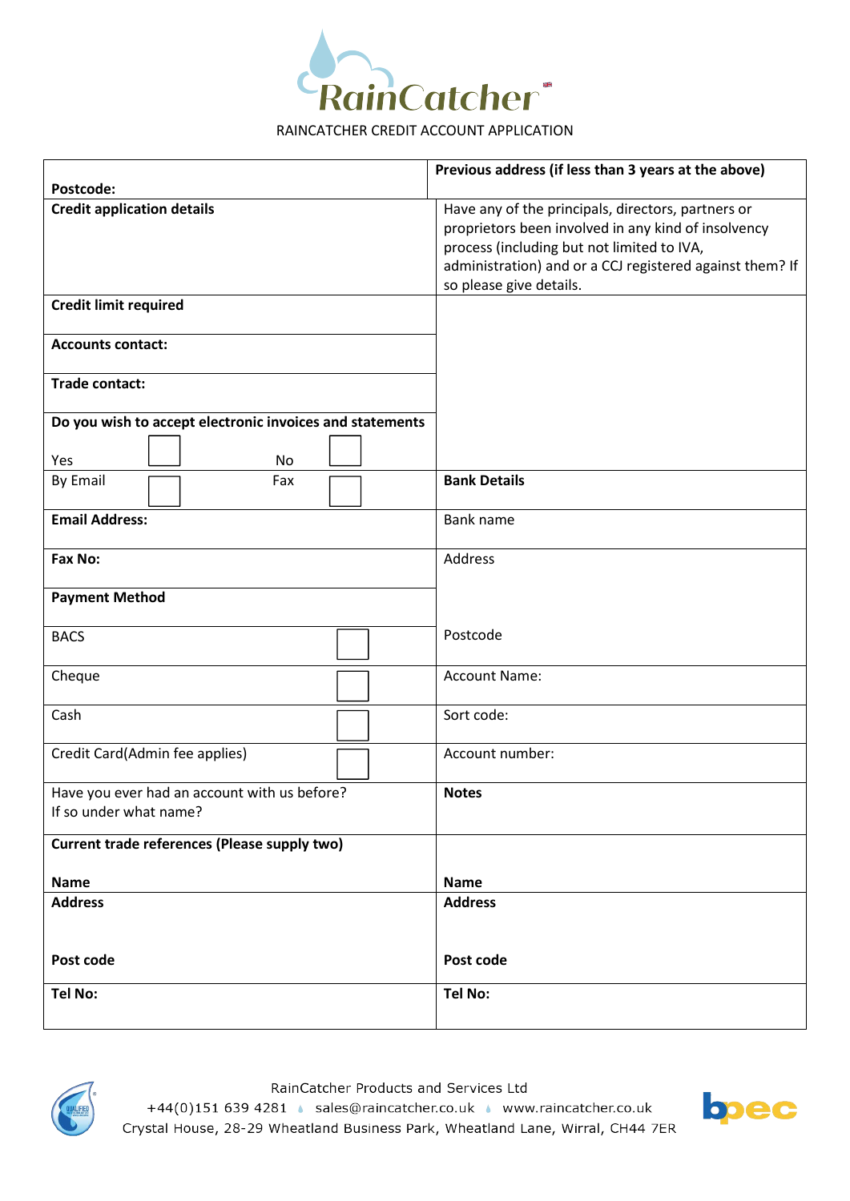RAINCATCHER CREDIT ACCOUNT APPLICATION

| | |
|---|---|
| **Postcode:** | **Previous address (if less than 3 years at the above)** |
| **Credit application details** | Have any of the principals, directors, partners or proprietors been involved in any kind of insolvency process (including but not limited to IVA, administration) and or a CCJ registered against them? If so please give details. |
| **Credit limit required** | |
| **Accounts contact:** | |
| **Trade contact:** | |
| **Do you wish to accept electronic invoices and statements** Yes ☐ No ☐ | |
| By Email ☐ Fax ☐ | **Bank Details** |
| **Email Address:** | Bank name |
| **Fax No:** | Address |
| **Payment Method** | |
| BACS ☐ | Postcode |
| Cheque ☐ | Account Name: |
| Cash ☐ | Sort code: |
| Credit Card(Admin fee applies) ☐ | Account number: |
| Have you ever had an account with us before? If so under what name? | **Notes** |
| **Current trade references (Please supply two)** | |
| **Name** | **Name** |
| **Address** | **Address** |
| **Post code** | **Post code** |
| **Tel No:** | **Tel No:** |

RainCatcher Products and Services Ltd
+44(0)151 639 4281 sales@raincatcher.co.uk www.raincatcher.co.uk
Crystal House, 28-29 Wheatland Business Park, Wheatland Lane, Wirral, CH44 7ER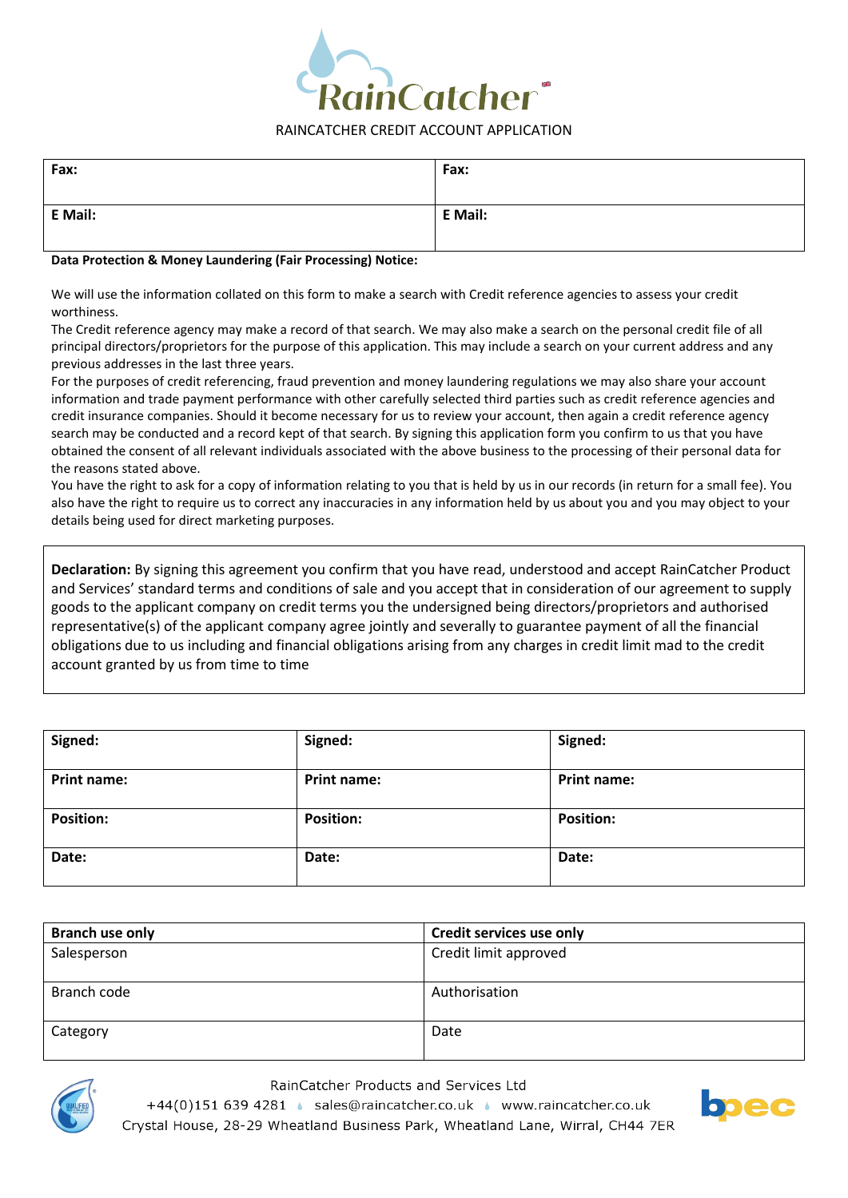RainCatcher

RAINCATCHER CREDIT ACCOUNT APPLICATION

| Fax: | Fax: |
| --- | --- |
| **E Mail:** | **E Mail:** |

**Data Protection & Money Laundering (Fair Processing) Notice:**

We will use the information collated on this form to make a search with Credit reference agencies to assess your credit worthiness.
The Credit reference agency may make a record of that search. We may also make a search on the personal credit file of all principal directors/proprietors for the purpose of this application. This may include a search on your current address and any previous addresses in the last three years.
For the purposes of credit referencing, fraud prevention and money laundering regulations we may also share your account information and trade payment performance with other carefully selected third parties such as credit reference agencies and credit insurance companies. Should it become necessary for us to review your account, then again a credit reference agency search may be conducted and a record kept of that search. By signing this application form you confirm to us that you have obtained the consent of all relevant individuals associated with the above business to the processing of their personal data for the reasons stated above.
You have the right to ask for a copy of information relating to you that is held by us in our records (in return for a small fee). You also have the right to require us to correct any inaccuracies in any information held by us about you and you may object to your details being used for direct marketing purposes.

**Declaration:** By signing this agreement you confirm that you have read, understood and accept RainCatcher Product and Services' standard terms and conditions of sale and you accept that in consideration of our agreement to supply goods to the applicant company on credit terms you the undersigned being directors/proprietors and authorised representative(s) of the applicant company agree jointly and severally to guarantee payment of all the financial obligations due to us including and financial obligations arising from any charges in credit limit mad to the credit account granted by us from time to time

| Signed: | Signed: | Signed: |
| --- | --- | --- |
| **Print name:** | **Print name:** | **Print name:** |
| **Position:** | **Position:** | **Position:** |
| **Date:** | **Date:** | **Date:** |

| Branch use only | Credit services use only |
| --- | --- |
| Salesperson | Credit limit approved |
| Branch code | Authorisation |
| Category | Date |

RainCatcher Products and Services Ltd
+44(0)151 639 4281 sales@raincatcher.co.uk www.raincatcher.co.uk
Crystal House, 28-29 Wheatland Business Park, Wheatland Lane, Wirral, CH44 7ER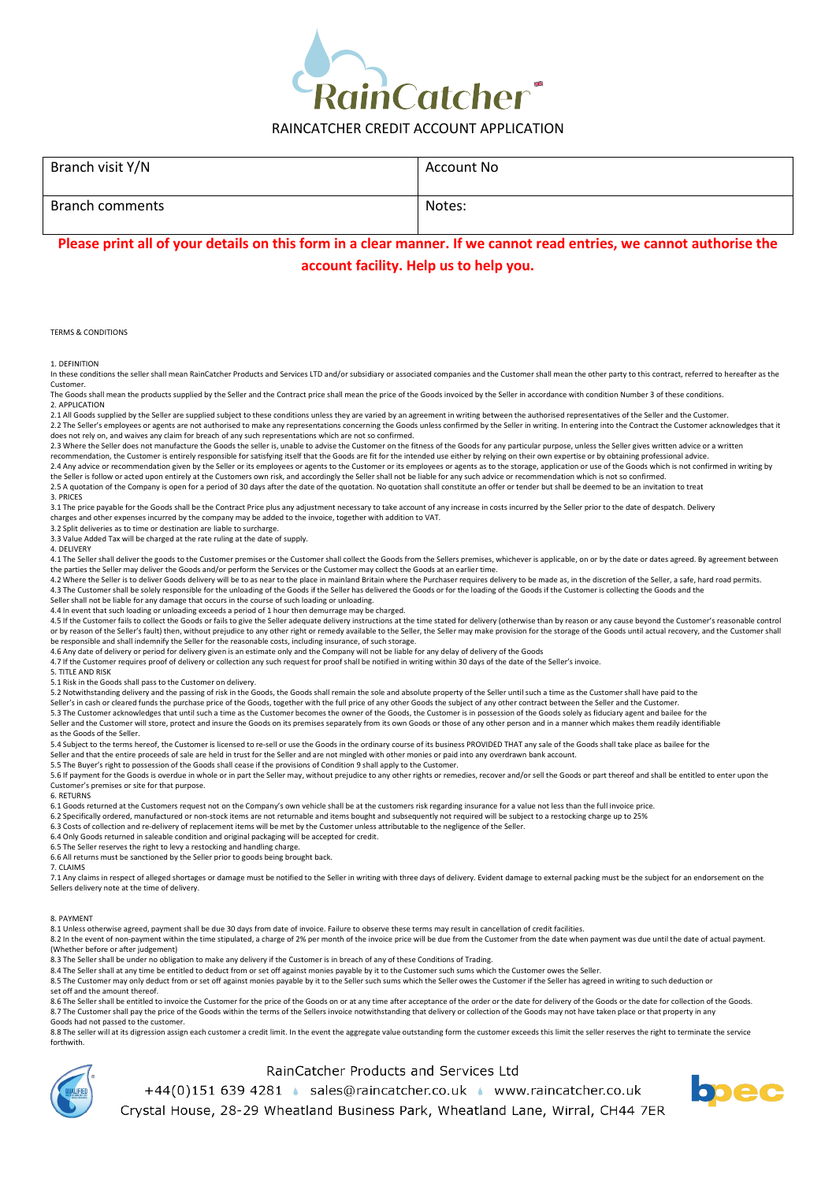# RAINCATCHER CREDIT ACCOUNT APPLICATION

| Branch visit Y/N | Account No |
|---|---|
| Branch comments | Notes: |

**Please print all of your details on this form in a clear manner. If we cannot read entries, we cannot authorise the account facility. Help us to help you.**

TERMS & CONDITIONS

1. DEFINITION

In these conditions the seller shall mean RainCatcher Products and Services LTD and/or subsidiary or associated companies and the Customer shall mean the other party to this contract, referred to hereafter as the Customer.

The Goods shall mean the products supplied by the Seller and the Contract price shall mean the price of the Goods invoiced by the Seller in accordance with condition Number 3 of these conditions.

2. APPLICATION

2.1 All Goods supplied by the Seller are supplied subject to these conditions unless they are varied by an agreement in writing between the authorised representatives of the Seller and the Customer.

2.2 The Seller's employees or agents are not authorised to make any representations concerning the Goods unless confirmed by the Seller in writing. In entering into the Contract the Customer acknowledges that it does not rely on, and waives any claim for breach of any such representations which are not so confirmed.

2.3 Where the Seller does not manufacture the Goods the seller is, unable to advise the Customer on the fitness of the Goods for any particular purpose, unless the Seller gives written advice or a written recommendation, the Customer is entirely responsible for satisfying itself that the Goods are fit for the intended use either by relying on their own expertise or by obtaining professional advice.

2.4 Any advice or recommendation given by the Seller or its employees or agents to the Customer or its employees or agents as to the storage, application or use of the Goods which is not confirmed in writing by the Seller is follow or acted upon entirely at the Customers own risk, and accordingly the Seller shall not be liable for any such advice or recommendation which is not so confirmed.

2.5 A quotation of the Company is open for a period of 30 days after the date of the quotation. No quotation shall constitute an offer or tender but shall be deemed to be an invitation to treat

3. PRICES

3.1 The price payable for the Goods shall be the Contract Price plus any adjustment necessary to take account of any increase in costs incurred by the Seller prior to the date of despatch. Delivery charges and other expenses incurred by the company may be added to the invoice, together with addition to VAT.

3.2 Split deliveries as to time or destination are liable to surcharge.

3.3 Value Added Tax will be charged at the rate ruling at the date of supply.

4. DELIVERY

4.1 The Seller shall deliver the goods to the Customer premises or the Customer shall collect the Goods from the Sellers premises, whichever is applicable, on or by the date or dates agreed. By agreement between the parties the Seller may deliver the Goods and/or perform the Services or the Customer may collect the Goods at an earlier time.

4.2 Where the Seller is to deliver Goods delivery will be to as near to the place in mainland Britain where the Purchaser requires delivery to be made as, in the discretion of the Seller, a safe, hard road permits.

4.3 The Customer shall be solely responsible for the unloading of the Goods if the Seller has delivered the Goods or for the loading of the Goods if the Customer is collecting the Goods and the Seller shall not be liable for any damage that occurs in the course of such loading or unloading.

4.4 In event that such loading or unloading exceeds a period of 1 hour then demurrage may be charged.

4.5 If the Customer fails to collect the Goods or fails to give the Seller adequate delivery instructions at the time stated for delivery (otherwise than by reason or any cause beyond the Customer's reasonable control or by reason of the Seller's fault) then, without prejudice to any other right or remedy available to the Seller, the Seller may make provision for the storage of the Goods until actual recovery, and the Customer shall be responsible and shall indemnify the Seller for the reasonable costs, including insurance, of such storage.

4.6 Any date of delivery or period for delivery given is an estimate only and the Company will not be liable for any delay of delivery of the Goods

4.7 If the Customer requires proof of delivery or collection any such request for proof shall be notified in writing within 30 days of the date of the Seller's invoice.

5. TITLE AND RISK

5.1 Risk in the Goods shall pass to the Customer on delivery.

5.2 Notwithstanding delivery and the passing of risk in the Goods, the Goods shall remain the sole and absolute property of the Seller until such a time as the Customer shall have paid to the Seller's in cash or cleared funds the purchase price of the Goods, together with the full price of any other Goods the subject of any other contract between the Seller and the Customer.

5.3 The Customer acknowledges that until such a time as the Customer becomes the owner of the Goods, the Customer is in possession of the Goods solely as fiduciary agent and bailee for the Seller and the Customer will store, protect and insure the Goods on its premises separately from its own Goods or those of any other person and in a manner which makes them readily identifiable as the Goods of the Seller.

5.4 Subject to the terms hereof, the Customer is licensed to re-sell or use the Goods in the ordinary course of its business PROVIDED THAT any sale of the Goods shall take place as bailee for the Seller and that the entire proceeds of sale are held in trust for the Seller and are not mingled with other monies or paid into any overdrawn bank account.

5.5 The Buyer's right to possession of the Goods shall cease if the provisions of Condition 9 shall apply to the Customer.

5.6 If payment for the Goods is overdue in whole or in part the Seller may, without prejudice to any other rights or remedies, recover and/or sell the Goods or part thereof and shall be entitled to enter upon the Customer's premises or site for that purpose.

6. RETURNS

6.1 Goods returned at the Customers request not on the Company's own vehicle shall be at the customers risk regarding insurance for a value not less than the full invoice price.

6.2 Specifically ordered, manufactured or non-stock items are not returnable and items bought and subsequently not required will be subject to a restocking charge up to 25%

6.3 Costs of collection and re-delivery of replacement items will be met by the Customer unless attributable to the negligence of the Seller.

6.4 Only Goods returned in saleable condition and original packaging will be accepted for credit.

6.5 The Seller reserves the right to levy a restocking and handling charge.

6.6 All returns must be sanctioned by the Seller prior to goods being brought back.

7. CLAIMS

7.1 Any claims in respect of alleged shortages or damage must be notified to the Seller in writing with three days of delivery. Evident damage to external packing must be the subject for an endorsement on the Sellers delivery note at the time of delivery.

8. PAYMENT

8.1 Unless otherwise agreed, payment shall be due 30 days from date of invoice. Failure to observe these terms may result in cancellation of credit facilities.

8.2 In the event of non-payment within the time stipulated, a charge of 2% per month of the invoice price will be due from the Customer from the date when payment was due until the date of actual payment. (Whether before or after judgement)

8.3 The Seller shall be under no obligation to make any delivery if the Customer is in breach of any of these Conditions of Trading.

8.4 The Seller shall at any time be entitled to deduct from or set off against monies payable by it to the Customer such sums which the Customer owes the Seller.

8.5 The Customer may only deduct from or set off against monies payable by it to the Seller such sums which the Seller owes the Customer if the Seller has agreed in writing to such deduction or set off and the amount thereof.

8.6 The Seller shall be entitled to invoice the Customer for the price of the Goods on or at any time after acceptance of the order or the date for delivery of the Goods or the date for collection of the Goods.

8.7 The Customer shall pay the price of the Goods within the terms of the Sellers invoice notwithstanding that delivery or collection of the Goods may not have taken place or that property in any Goods had not passed to the customer.

8.8 The seller will at its digression assign each customer a credit limit. In the event the aggregate value outstanding form the customer exceeds this limit the seller reserves the right to terminate the service forthwith.

RainCatcher Products and Services Ltd

+44(0)151 639 4281 • sales@raincatcher.co.uk • www.raincatcher.co.uk

Crystal House, 28-29 Wheatland Business Park, Wheatland Lane, Wirral, CH44 7ER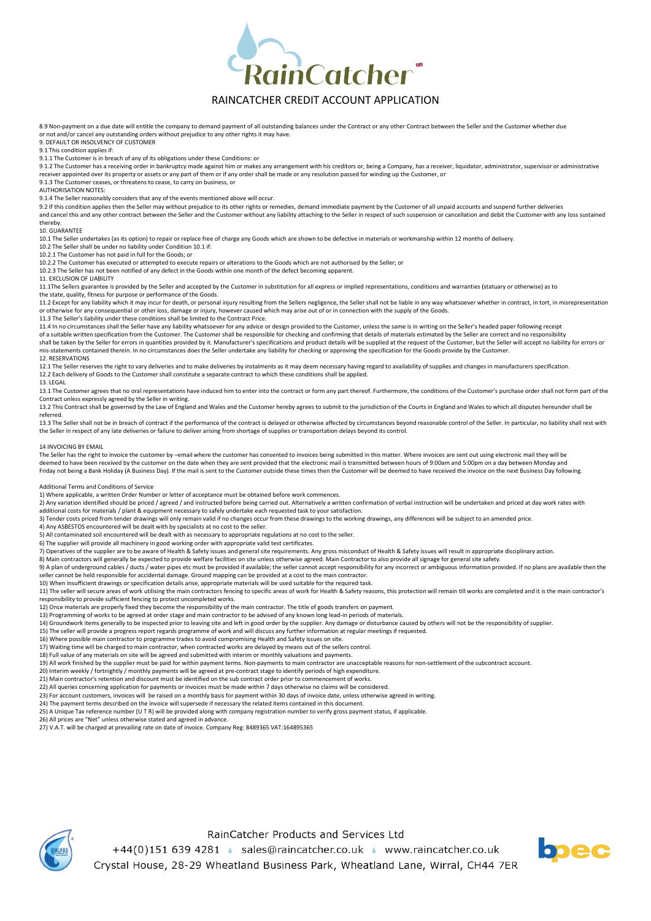# RAINCATCHER CREDIT ACCOUNT APPLICATION

8.9 Non-payment on a due date will entitle the company to demand payment of all outstanding balances under the Contract or any other Contract between the Seller and the Customer whether due or not and/or cancel any outstanding orders without prejudice to any other rights it may have.

9. DEFAULT OR INSOLVENCY OF CUSTOMER

9.1 This condition applies if:

9.1.1 The Customer is in breach of any of its obligations under these Conditions: or

9.1.2 The Customer has a receiving order in bankruptcy made against him or makes any arrangement with his creditors or, being a Company, has a receiver, liquidator, administrator, supervisor or administrative receiver appointed over its property or assets or any part of them or if any order shall be made or any resolution passed for winding up the Customer, or

9.1.3 The Customer ceases, or threatens to cease, to carry on business, or

AUTHORISATION NOTES:

9.1.4 The Seller reasonably considers that any of the events mentioned above will occur.

9.2 If this condition applies then the Seller may without prejudice to its other rights or remedies, demand immediate payment by the Customer of all unpaid accounts and suspend further deliveries and cancel this and any other contract between the Seller and the Customer without any liability attaching to the Seller in respect of such suspension or cancellation and debit the Customer with any loss sustained thereby.

10. GUARANTEE

10.1 The Seller undertakes (as its option) to repair or replace free of charge any Goods which are shown to be defective in materials or workmanship within 12 months of delivery.

10.2 The Seller shall be under no liability under Condition 10.1 if:

10.2.1 The Customer has not paid in full for the Goods; or

10.2.2 The Customer has executed or attempted to execute repairs or alterations to the Goods which are not authorised by the Seller; or

10.2.3 The Seller has not been notified of any defect in the Goods within one month of the defect becoming apparent.

11. EXCLUSION OF LIABILITY

11.1The Sellers guarantee is provided by the Seller and accepted by the Customer in substitution for all express or implied representations, conditions and warranties (statuary or otherwise) as to the state, quality, fitness for purpose or performance of the Goods.

11.2 Except for any liability which it may incur for death, or personal injury resulting from the Sellers negligence, the Seller shall not be liable in any way whatsoever whether in contract, in tort, in misrepresentation or otherwise for any consequential or other loss, damage or injury, however caused which may arise out of or in connection with the supply of the Goods.

11.3 The Seller's liability under these conditions shall be limited to the Contract Price.

11.4 In no circumstances shall the Seller have any liability whatsoever for any advice or design provided to the Customer, unless the same is in writing on the Seller's headed paper following receipt of a suitable written specification from the Customer. The Customer shall be responsible for checking and confirming that details of materials estimated by the Seller are correct and no responsibility shall be taken by the Seller for errors in quantities provided by it. Manufacturer's specifications and product details will be supplied at the request of the Customer, but the Seller will accept no liability for errors or mis-statements contained therein. In no circumstances does the Seller undertake any liability for checking or approving the specification for the Goods provide by the Customer.

12. RESERVATIONS

12.1 The Seller reserves the right to vary deliveries and to make deliveries by instalments as it may deem necessary having regard to availability of supplies and changes in manufacturers specification.

12.2 Each delivery of Goods to the Customer shall constitute a separate contract to which these conditions shall be applied.

13. LEGAL

13.1 The Customer agrees that no oral representations have induced him to enter into the contract or form any part thereof. Furthermore, the conditions of the Customer's purchase order shall not form part of the Contract unless expressly agreed by the Seller in writing.

13.2 This Contract shall be governed by the Law of England and Wales and the Customer hereby agrees to submit to the jurisdiction of the Courts in England and Wales to which all disputes hereunder shall be referred.

13.3 The Seller shall not be in breach of contract if the performance of the contract is delayed or otherwise affected by circumstances beyond reasonable control of the Seller. In particular, no liability shall rest with the Seller in respect of any late deliveries or failure to deliver arising from shortage of supplies or transportation delays beyond its control.

14 INVOICING BY EMAIL

The Seller has the right to invoice the customer by –email where the customer has consented to invoices being submitted in this matter. Where invoices are sent out using electronic mail they will be deemed to have been received by the customer on the date when they are sent provided that the electronic mail is transmitted between hours of 9:00am and 5:00pm on a day between Monday and Friday not being a Bank Holiday (A Business Day). If the mail is sent to the Customer outside these times then the Customer will be deemed to have received the invoice on the next Business Day following.

Additional Terms and Conditions of Service

1) Where applicable, a written Order Number or letter of acceptance must be obtained before work commences.

2) Any variation identified should be priced / agreed / and instructed before being carried out. Alternatively a written confirmation of verbal instruction will be undertaken and priced at day work rates with additional costs for materials / plant & equipment necessary to safely undertake each requested task to your satisfaction.

3) Tender costs priced from tender drawings will only remain valid if no changes occur from these drawings to the working drawings, any differences will be subject to an amended price.

4) Any ASBESTOS encountered will be dealt with by specialists at no cost to the seller.

5) All contaminated soil encountered will be dealt with as necessary to appropriate regulations at no cost to the seller.

6) The supplier will provide all machinery in good working order with appropriate valid test certificates.

7) Operatives of the supplier are to be aware of Health & Safety issues and general site requirements. Any gross misconduct of Health & Safety issues will result in appropriate disciplinary action.

8) Main contractors will generally be expected to provide welfare facilities on site unless otherwise agreed. Main Contractor to also provide all signage for general site safety.

9) A plan of underground cables / ducts / water pipes etc must be provided if available; the seller cannot accept responsibility for any incorrect or ambiguous information provided. If no plans are available then the seller cannot be held responsible for accidental damage. Ground mapping can be provided at a cost to the main contractor.

10) When insufficient drawings or specification details arise, appropriate materials will be used suitable for the required task.

11) The seller will secure areas of work utilising the main contractors fencing to specific areas of work for Health & Safety reasons, this protection will remain till works are completed and it is the main contractor's responsibility to provide sufficient fencing to protect uncompleted works.

12) Once materials are properly fixed they become the responsibility of the main contractor. The title of goods transfers on payment.

13) Programming of works to be agreed at order stage and main contractor to be advised of any known long lead-in periods of materials.

14) Groundwork items generally to be inspected prior to leaving site and left in good order by the supplier. Any damage or disturbance caused by others will not be the responsibility of supplier.

15) The seller will provide a progress report regards programme of work and will discuss any further information at regular meetings if requested.

16) Where possible main contractor to programme trades to avoid compromising Health and Safety issues on site.

17) Waiting time will be charged to main contractor, when contracted works are delayed by means out of the sellers control.

18) Full value of any materials on site will be agreed and submitted with interim or monthly valuations and payments.

19) All work finished by the supplier must be paid for within payment terms. Non-payments to main contractor are unacceptable reasons for non-settlement of the subcontract account.

20) Interim weekly / fortnightly / monthly payments will be agreed at pre-contract stage to identify periods of high expenditure.

21) Main contractor's retention and discount must be identified on the sub contract order prior to commencement of works.

22) All queries concerning application for payments or invoices must be made within 7 days otherwise no claims will be considered.

23) For account customers, invoices will be raised on a monthly basis for payment within 30 days of invoice date, unless otherwise agreed in writing.

24) The payment terms described on the invoice will supersede if necessary the related items contained in this document.

25) A Unique Tax reference number (U T R) will be provided along with company registration number to verify gross payment status, if applicable.

26) All prices are "Net" unless otherwise stated and agreed in advance.

27) V.A.T. will be charged at prevailing rate on date of invoice. Company Reg: 8489365 VAT:164895365

RainCatcher Products and Services Ltd

+44(0)151 639 4281 · sales@raincatcher.co.uk · www.raincatcher.co.uk

Crystal House, 28-29 Wheatland Business Park, Wheatland Lane, Wirral, CH44 7ER